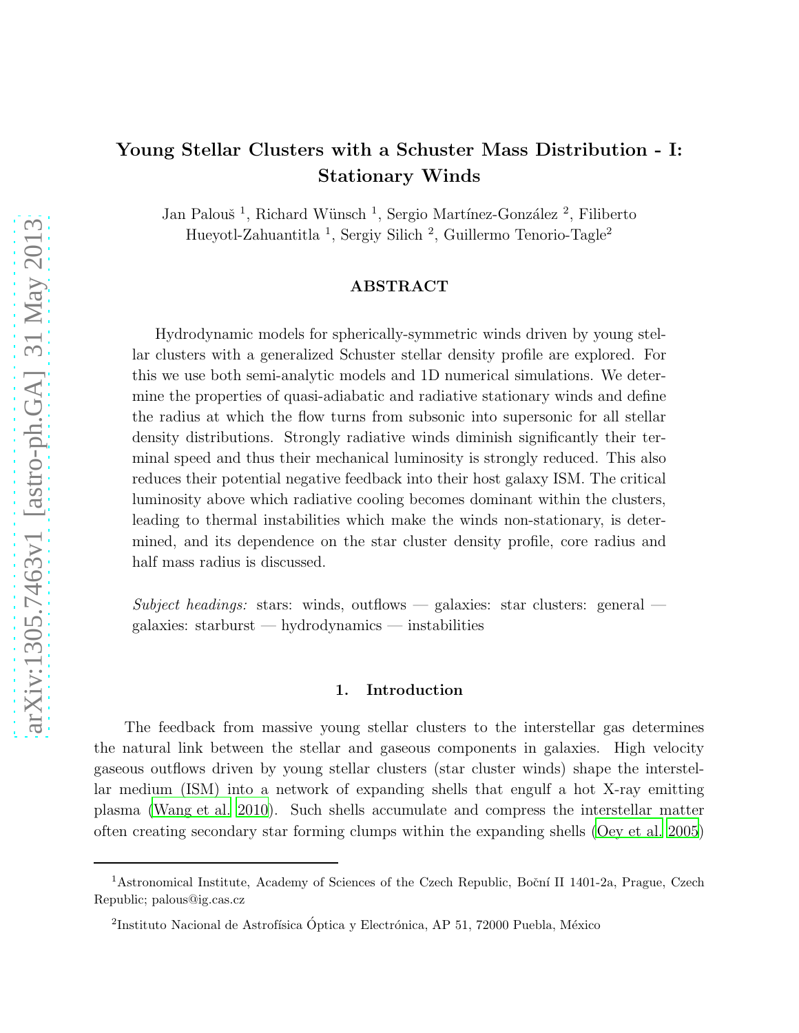# Young Stellar Clusters with a Schuster Mass Distribution - I: Stationary Winds

Jan Palouš [1], Richard Wünsch [1], Sergio Martínez-González [2], Filiberto Hueyotl-Zahuantitla [1], Sergiy Silich [2], Guillermo Tenorio-Tagle[2]

## ABSTRACT

Hydrodynamic models for spherically-symmetric winds driven by young stellar clusters with a generalized Schuster stellar density profile are explored. For this we use both semi-analytic models and 1D numerical simulations. We determine the properties of quasi-adiabatic and radiative stationary winds and define the radius at which the flow turns from subsonic into supersonic for all stellar density distributions. Strongly radiative winds diminish significantly their terminal speed and thus their mechanical luminosity is strongly reduced. This also reduces their potential negative feedback into their host galaxy ISM. The critical luminosity above which radiative cooling becomes dominant within the clusters, leading to thermal instabilities which make the winds non-stationary, is determined, and its dependence on the star cluster density profile, core radius and half mass radius is discussed.

*Subject headings:* stars: winds, outflows — galaxies: star clusters: general — galaxies: starburst — hydrodynamics — instabilities

## 1. Introduction

The feedback from massive young stellar clusters to the interstellar gas determines the natural link between the stellar and gaseous components in galaxies. High velocity gaseous outflows driven by young stellar clusters (star cluster winds) shape the interstellar medium (ISM) into a network of expanding shells that engulf a hot X-ray emitting plasma (Wang et al. 2010). Such shells accumulate and compress the interstellar matter often creating secondary star forming clumps within the expanding shells (Oey et al. 2005)

---

[1]Astronomical Institute, Academy of Sciences of the Czech Republic, Boční II 1401-2a, Prague, Czech Republic; palous@ig.cas.cz

[2]Instituto Nacional de Astrofísica Óptica y Electrónica, AP 51, 72000 Puebla, México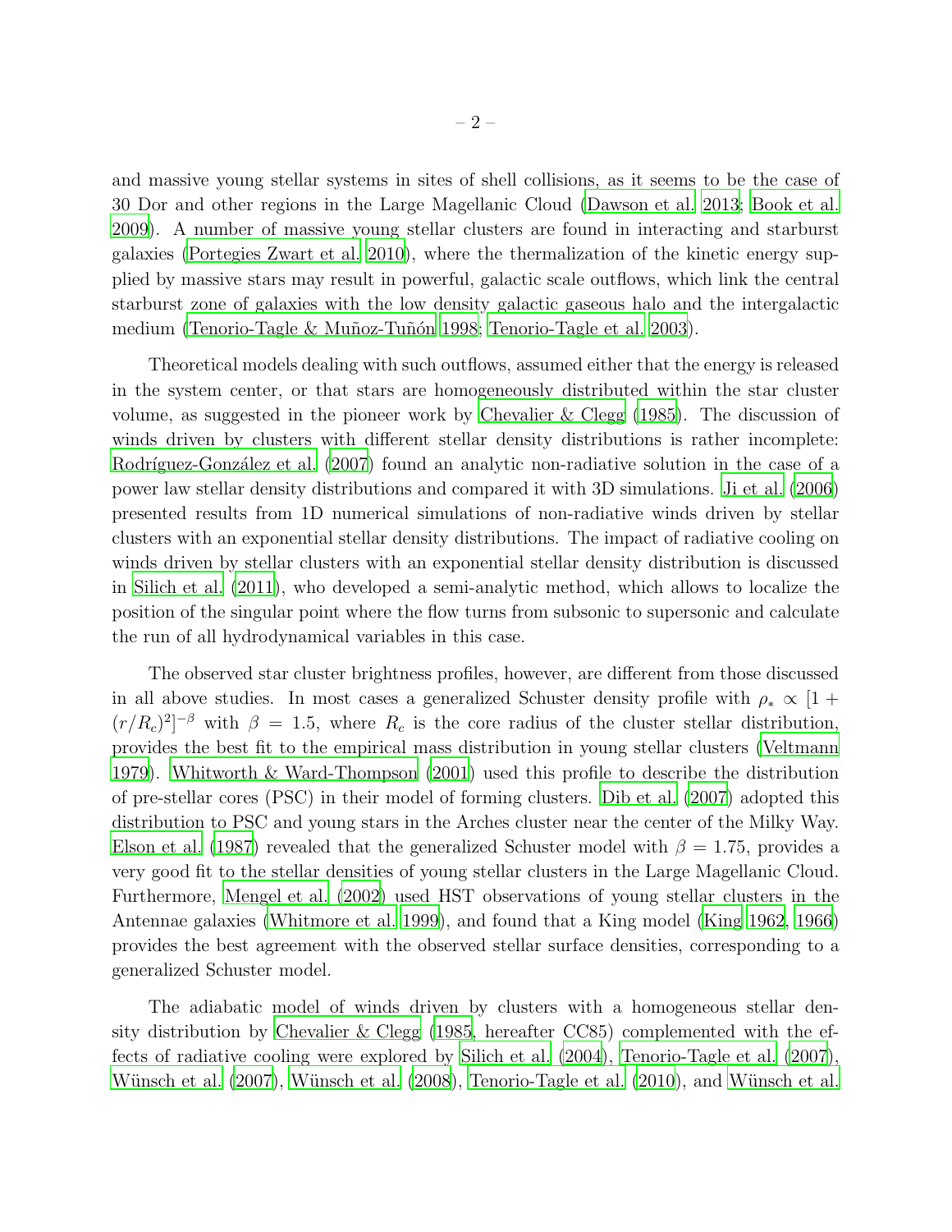and massive young stellar systems in sites of shell collisions, as it seems to be the case of 30 Dor and other regions in the Large Magellanic Cloud (Dawson et al. 2013; Book et al. 2009). A number of massive young stellar clusters are found in interacting and starburst galaxies (Portegies Zwart et al. 2010), where the thermalization of the kinetic energy supplied by massive stars may result in powerful, galactic scale outflows, which link the central starburst zone of galaxies with the low density galactic gaseous halo and the intergalactic medium (Tenorio-Tagle & Muñoz-Tuñón 1998; Tenorio-Tagle et al. 2003).

Theoretical models dealing with such outflows, assumed either that the energy is released in the system center, or that stars are homogeneously distributed within the star cluster volume, as suggested in the pioneer work by Chevalier & Clegg (1985). The discussion of winds driven by clusters with different stellar density distributions is rather incomplete: Rodríguez-González et al. (2007) found an analytic non-radiative solution in the case of a power law stellar density distributions and compared it with 3D simulations. Ji et al. (2006) presented results from 1D numerical simulations of non-radiative winds driven by stellar clusters with an exponential stellar density distributions. The impact of radiative cooling on winds driven by stellar clusters with an exponential stellar density distribution is discussed in Silich et al. (2011), who developed a semi-analytic method, which allows to localize the position of the singular point where the flow turns from subsonic to supersonic and calculate the run of all hydrodynamical variables in this case.

The observed star cluster brightness profiles, however, are different from those discussed in all above studies. In most cases a generalized Schuster density profile with $\rho_* \propto [1 + (r/R_c)^2]^{-\beta}$ with $\beta = 1.5$, where $R_c$ is the core radius of the cluster stellar distribution, provides the best fit to the empirical mass distribution in young stellar clusters (Veltmann 1979). Whitworth & Ward-Thompson (2001) used this profile to describe the distribution of pre-stellar cores (PSC) in their model of forming clusters. Dib et al. (2007) adopted this distribution to PSC and young stars in the Arches cluster near the center of the Milky Way. Elson et al. (1987) revealed that the generalized Schuster model with $\beta = 1.75$, provides a very good fit to the stellar densities of young stellar clusters in the Large Magellanic Cloud. Furthermore, Mengel et al. (2002) used HST observations of young stellar clusters in the Antennae galaxies (Whitmore et al. 1999), and found that a King model (King 1962, 1966) provides the best agreement with the observed stellar surface densities, corresponding to a generalized Schuster model.

The adiabatic model of winds driven by clusters with a homogeneous stellar density distribution by Chevalier & Clegg (1985, hereafter CC85) complemented with the effects of radiative cooling were explored by Silich et al. (2004), Tenorio-Tagle et al. (2007), Wünsch et al. (2007), Wünsch et al. (2008), Tenorio-Tagle et al. (2010), and Wünsch et al.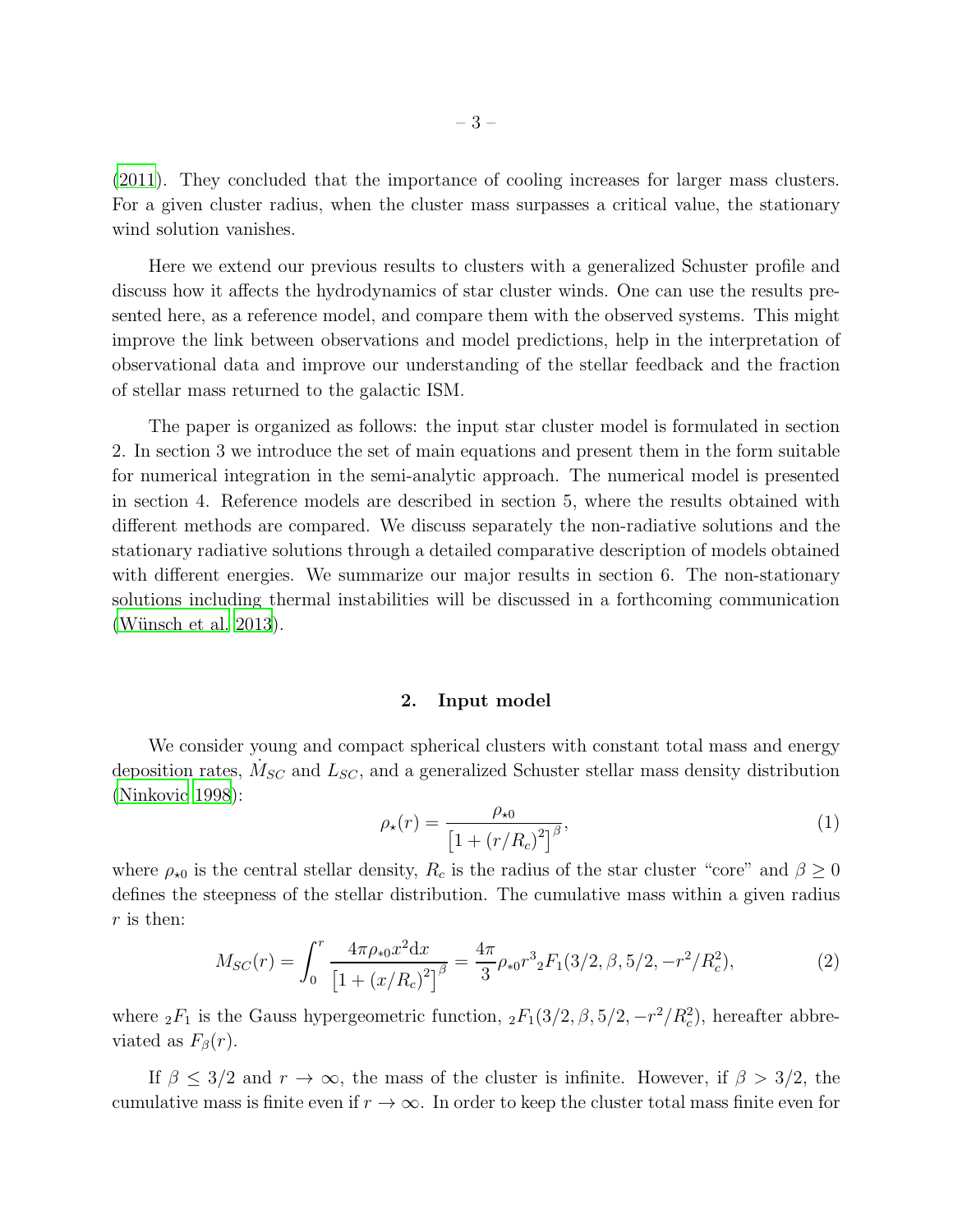(2011). They concluded that the importance of cooling increases for larger mass clusters. For a given cluster radius, when the cluster mass surpasses a critical value, the stationary wind solution vanishes.

Here we extend our previous results to clusters with a generalized Schuster profile and discuss how it affects the hydrodynamics of star cluster winds. One can use the results presented here, as a reference model, and compare them with the observed systems. This might improve the link between observations and model predictions, help in the interpretation of observational data and improve our understanding of the stellar feedback and the fraction of stellar mass returned to the galactic ISM.

The paper is organized as follows: the input star cluster model is formulated in section 2. In section 3 we introduce the set of main equations and present them in the form suitable for numerical integration in the semi-analytic approach. The numerical model is presented in section 4. Reference models are described in section 5, where the results obtained with different methods are compared. We discuss separately the non-radiative solutions and the stationary radiative solutions through a detailed comparative description of models obtained with different energies. We summarize our major results in section 6. The non-stationary solutions including thermal instabilities will be discussed in a forthcoming communication (Wünsch et al. 2013).

## 2. Input model

We consider young and compact spherical clusters with constant total mass and energy deposition rates, $\dot{M}_{SC}$ and $L_{SC}$, and a generalized Schuster stellar mass density distribution (Ninkovic 1998):

$$\rho_{\star}(r) = \frac{\rho_{\star 0}}{\left[1 + (r/R_c)^2\right]^{\beta}}, \tag{1}$$

where $\rho_{\star 0}$ is the central stellar density, $R_c$ is the radius of the star cluster "core" and $\beta \geq 0$ defines the steepness of the stellar distribution. The cumulative mass within a given radius $r$ is then:

$$M_{SC}(r) = \int_0^r \frac{4\pi \rho_{*0} x^2 \mathrm{d}x}{\left[1 + (x/R_c)^2\right]^{\beta}} = \frac{4\pi}{3} \rho_{*0} r^3 {}_2F_1(3/2, \beta, 5/2, -r^2/R_c^2), \tag{2}$$

where ${}_2F_1$ is the Gauss hypergeometric function, ${}_2F_1(3/2, \beta, 5/2, -r^2/R_c^2)$, hereafter abbreviated as $F_\beta(r)$.

If $\beta \leq 3/2$ and $r \to \infty$, the mass of the cluster is infinite. However, if $\beta > 3/2$, the cumulative mass is finite even if $r \to \infty$. In order to keep the cluster total mass finite even for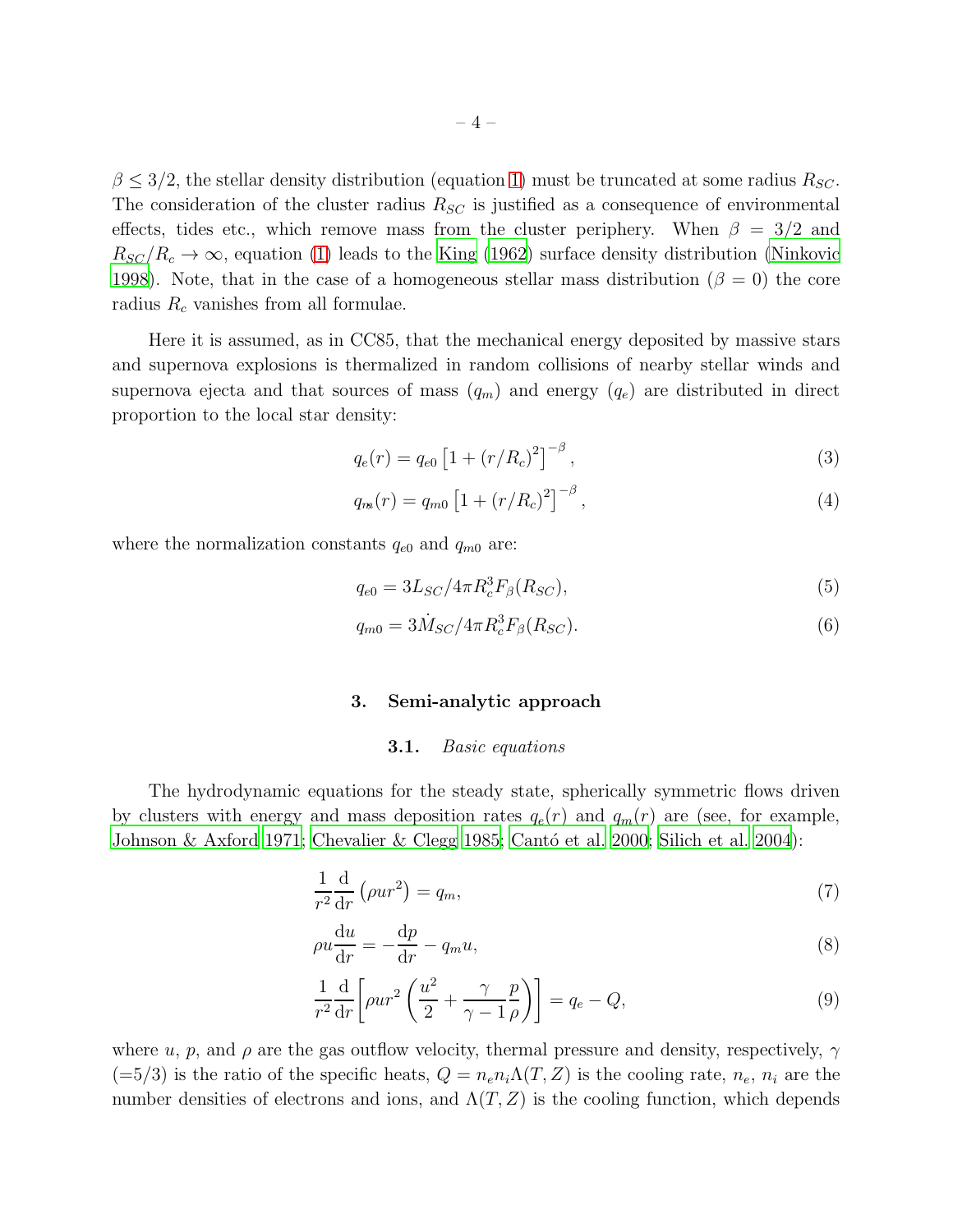$\beta \leq 3/2$, the stellar density distribution (equation 1) must be truncated at some radius $R_{SC}$. The consideration of the cluster radius $R_{SC}$ is justified as a consequence of environmental effects, tides etc., which remove mass from the cluster periphery. When $\beta = 3/2$ and $R_{SC}/R_c \to \infty$, equation (1) leads to the King (1962) surface density distribution (Ninkovic 1998). Note, that in the case of a homogeneous stellar mass distribution ($\beta = 0$) the core radius $R_c$ vanishes from all formulae.

Here it is assumed, as in CC85, that the mechanical energy deposited by massive stars and supernova explosions is thermalized in random collisions of nearby stellar winds and supernova ejecta and that sources of mass ($q_m$) and energy ($q_e$) are distributed in direct proportion to the local star density:

$$q_e(r) = q_{e0}\left[1 + (r/R_c)^2\right]^{-\beta}, \tag{3}$$

$$q_m(r) = q_{m0}\left[1 + (r/R_c)^2\right]^{-\beta}, \tag{4}$$

where the normalization constants $q_{e0}$ and $q_{m0}$ are:

$$q_{e0} = 3L_{SC}/4\pi R_c^3 F_\beta(R_{SC}), \tag{5}$$

$$q_{m0} = 3\dot{M}_{SC}/4\pi R_c^3 F_\beta(R_{SC}). \tag{6}$$

## 3. Semi-analytic approach

### 3.1. *Basic equations*

The hydrodynamic equations for the steady state, spherically symmetric flows driven by clusters with energy and mass deposition rates $q_e(r)$ and $q_m(r)$ are (see, for example, Johnson & Axford 1971; Chevalier & Clegg 1985; Cantó et al. 2000; Silich et al. 2004):

$$\frac{1}{r^2}\frac{\mathrm{d}}{\mathrm{d}r}\left(\rho u r^2\right) = q_m, \tag{7}$$

$$\rho u \frac{\mathrm{d}u}{\mathrm{d}r} = -\frac{\mathrm{d}p}{\mathrm{d}r} - q_m u, \tag{8}$$

$$\frac{1}{r^2}\frac{\mathrm{d}}{\mathrm{d}r}\left[\rho u r^2\left(\frac{u^2}{2} + \frac{\gamma}{\gamma - 1}\frac{p}{\rho}\right)\right] = q_e - Q, \tag{9}$$

where $u$, $p$, and $\rho$ are the gas outflow velocity, thermal pressure and density, respectively, $\gamma$ (=5/3) is the ratio of the specific heats, $Q = n_e n_i \Lambda(T, Z)$ is the cooling rate, $n_e$, $n_i$ are the number densities of electrons and ions, and $\Lambda(T, Z)$ is the cooling function, which depends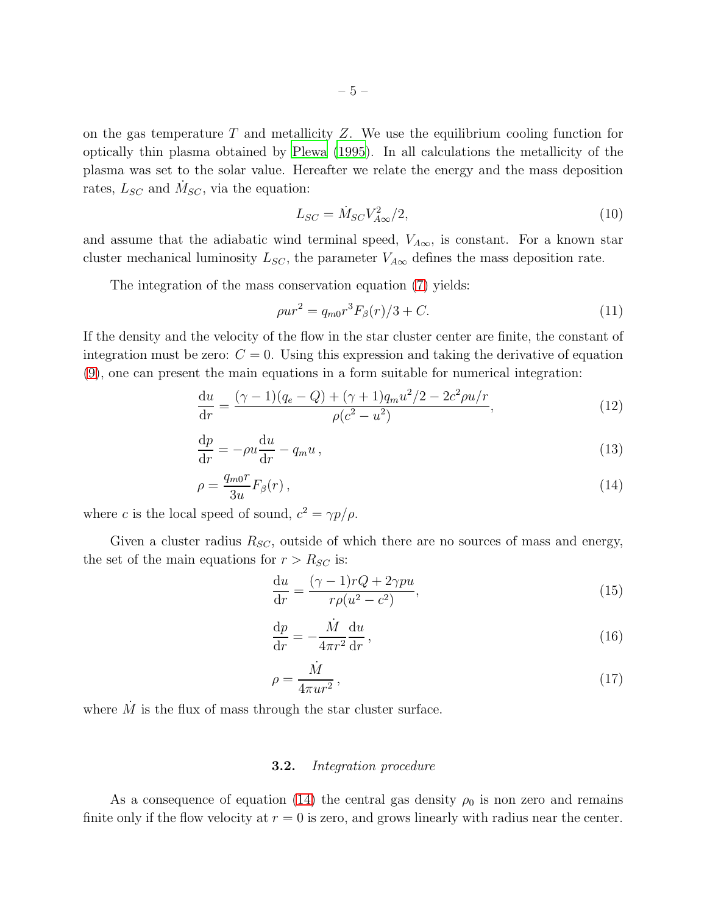on the gas temperature $T$ and metallicity $Z$. We use the equilibrium cooling function for optically thin plasma obtained by Plewa (1995). In all calculations the metallicity of the plasma was set to the solar value. Hereafter we relate the energy and the mass deposition rates, $L_{SC}$ and $\dot{M}_{SC}$, via the equation:

$$L_{SC} = \dot{M}_{SC} V_{A\infty}^2 / 2, \tag{10}$$

and assume that the adiabatic wind terminal speed, $V_{A\infty}$, is constant. For a known star cluster mechanical luminosity $L_{SC}$, the parameter $V_{A\infty}$ defines the mass deposition rate.

The integration of the mass conservation equation (7) yields:

$$\rho u r^2 = q_{m0} r^3 F_\beta(r)/3 + C. \tag{11}$$

If the density and the velocity of the flow in the star cluster center are finite, the constant of integration must be zero: $C = 0$. Using this expression and taking the derivative of equation (9), one can present the main equations in a form suitable for numerical integration:

$$\frac{\mathrm{d}u}{\mathrm{d}r} = \frac{(\gamma - 1)(q_e - Q) + (\gamma + 1) q_m u^2/2 - 2c^2 \rho u / r}{\rho (c^2 - u^2)}, \tag{12}$$

$$\frac{\mathrm{d}p}{\mathrm{d}r} = -\rho u \frac{\mathrm{d}u}{\mathrm{d}r} - q_m u \,, \tag{13}$$

$$\rho = \frac{q_{m0} r}{3u} F_\beta(r) \,, \tag{14}$$

where $c$ is the local speed of sound, $c^2 = \gamma p / \rho$.

Given a cluster radius $R_{SC}$, outside of which there are no sources of mass and energy, the set of the main equations for $r > R_{SC}$ is:

$$\frac{\mathrm{d}u}{\mathrm{d}r} = \frac{(\gamma - 1) r Q + 2\gamma p u}{r \rho (u^2 - c^2)}, \tag{15}$$

$$\frac{\mathrm{d}p}{\mathrm{d}r} = -\frac{\dot{M}}{4\pi r^2} \frac{\mathrm{d}u}{\mathrm{d}r} \,, \tag{16}$$

$$\rho = \frac{\dot{M}}{4\pi u r^2} \,, \tag{17}$$

where $\dot{M}$ is the flux of mass through the star cluster surface.

### 3.2. *Integration procedure*

As a consequence of equation (14) the central gas density $\rho_0$ is non zero and remains finite only if the flow velocity at $r = 0$ is zero, and grows linearly with radius near the center.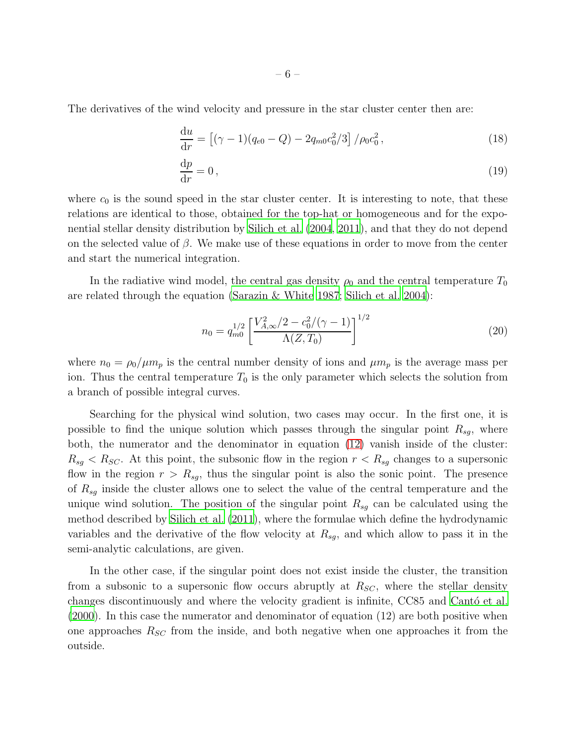The derivatives of the wind velocity and pressure in the star cluster center then are:

$$\frac{\mathrm{d}u}{\mathrm{d}r} = \left[(\gamma - 1)(q_{e0} - Q) - 2q_{m0}c_0^2/3\right]/\rho_0 c_0^2 \,, \tag{18}$$

$$\frac{\mathrm{d}p}{\mathrm{d}r} = 0 \,, \tag{19}$$

where $c_0$ is the sound speed in the star cluster center. It is interesting to note, that these relations are identical to those, obtained for the top-hat or homogeneous and for the exponential stellar density distribution by Silich et al. (2004, 2011), and that they do not depend on the selected value of $\beta$. We make use of these equations in order to move from the center and start the numerical integration.

In the radiative wind model, the central gas density $\rho_0$ and the central temperature $T_0$ are related through the equation (Sarazin & White 1987; Silich et al. 2004):

$$n_0 = q_{m0}^{1/2} \left[\frac{V_{A,\infty}^2/2 - c_0^2/(\gamma - 1)}{\Lambda(Z, T_0)}\right]^{1/2} \tag{20}$$

where $n_0 = \rho_0/\mu m_p$ is the central number density of ions and $\mu m_p$ is the average mass per ion. Thus the central temperature $T_0$ is the only parameter which selects the solution from a branch of possible integral curves.

Searching for the physical wind solution, two cases may occur. In the first one, it is possible to find the unique solution which passes through the singular point $R_{sg}$, where both, the numerator and the denominator in equation (12) vanish inside of the cluster: $R_{sg} < R_{SC}$. At this point, the subsonic flow in the region $r < R_{sg}$ changes to a supersonic flow in the region $r > R_{sg}$, thus the singular point is also the sonic point. The presence of $R_{sg}$ inside the cluster allows one to select the value of the central temperature and the unique wind solution. The position of the singular point $R_{sg}$ can be calculated using the method described by Silich et al. (2011), where the formulae which define the hydrodynamic variables and the derivative of the flow velocity at $R_{sg}$, and which allow to pass it in the semi-analytic calculations, are given.

In the other case, if the singular point does not exist inside the cluster, the transition from a subsonic to a supersonic flow occurs abruptly at $R_{SC}$, where the stellar density changes discontinuously and where the velocity gradient is infinite, CC85 and Cantó et al. (2000). In this case the numerator and denominator of equation (12) are both positive when one approaches $R_{SC}$ from the inside, and both negative when one approaches it from the outside.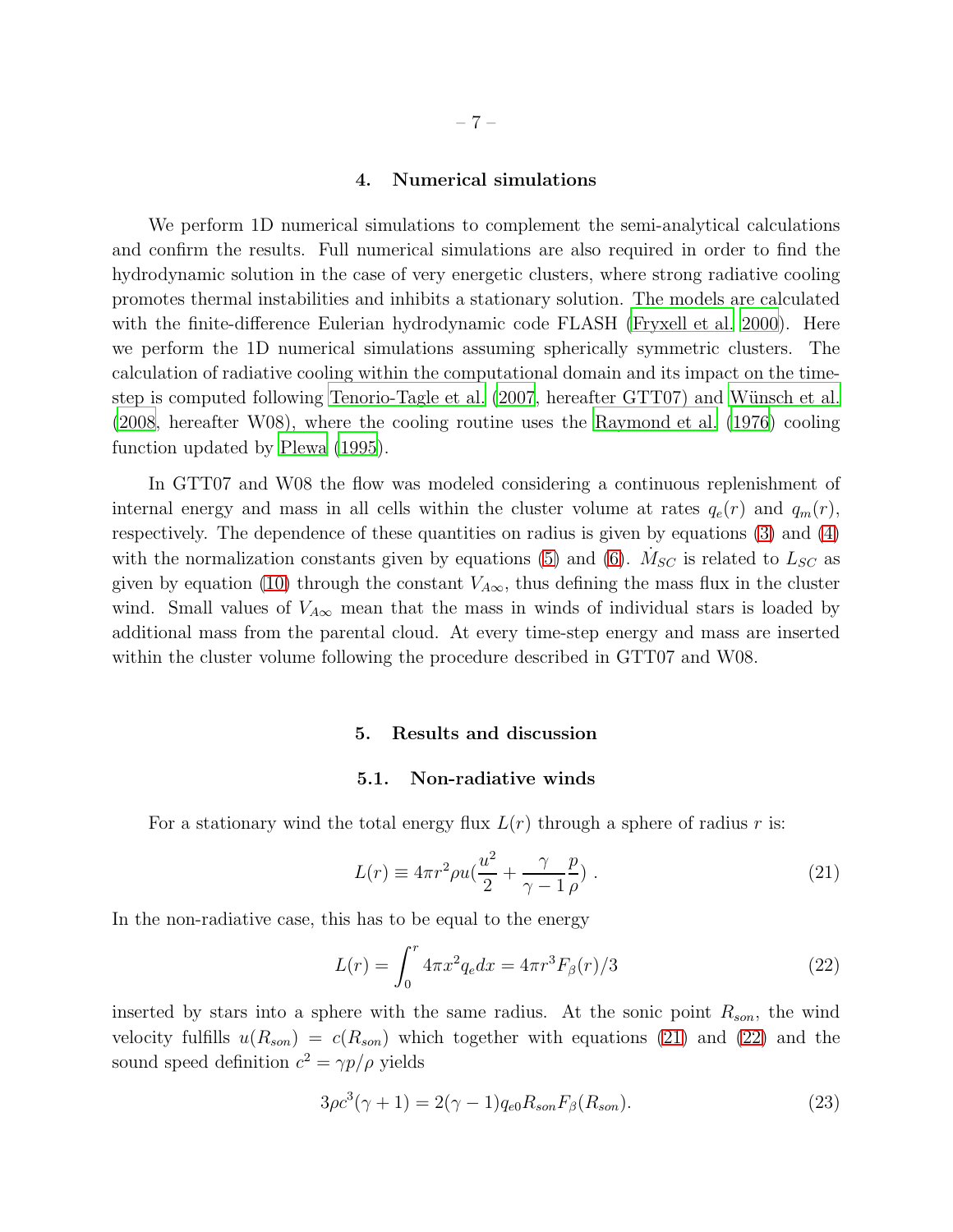## 4. Numerical simulations

We perform 1D numerical simulations to complement the semi-analytical calculations and confirm the results. Full numerical simulations are also required in order to find the hydrodynamic solution in the case of very energetic clusters, where strong radiative cooling promotes thermal instabilities and inhibits a stationary solution. The models are calculated with the finite-difference Eulerian hydrodynamic code FLASH (Fryxell et al. 2000). Here we perform the 1D numerical simulations assuming spherically symmetric clusters. The calculation of radiative cooling within the computational domain and its impact on the time-step is computed following Tenorio-Tagle et al. (2007, hereafter GTT07) and Wünsch et al. (2008, hereafter W08), where the cooling routine uses the Raymond et al. (1976) cooling function updated by Plewa (1995).

In GTT07 and W08 the flow was modeled considering a continuous replenishment of internal energy and mass in all cells within the cluster volume at rates $q_e(r)$ and $q_m(r)$, respectively. The dependence of these quantities on radius is given by equations (3) and (4) with the normalization constants given by equations (5) and (6). $\dot{M}_{SC}$ is related to $L_{SC}$ as given by equation (10) through the constant $V_{A\infty}$, thus defining the mass flux in the cluster wind. Small values of $V_{A\infty}$ mean that the mass in winds of individual stars is loaded by additional mass from the parental cloud. At every time-step energy and mass are inserted within the cluster volume following the procedure described in GTT07 and W08.

## 5. Results and discussion

### 5.1. Non-radiative winds

For a stationary wind the total energy flux $L(r)$ through a sphere of radius $r$ is:

$$L(r) \equiv 4\pi r^2 \rho u \left(\frac{u^2}{2} + \frac{\gamma}{\gamma - 1}\frac{p}{\rho}\right) . \tag{21}$$

In the non-radiative case, this has to be equal to the energy

$$L(r) = \int_0^r 4\pi x^2 q_e dx = 4\pi r^3 F_\beta(r)/3 \tag{22}$$

inserted by stars into a sphere with the same radius. At the sonic point $R_{son}$, the wind velocity fulfills $u(R_{son}) = c(R_{son})$ which together with equations (21) and (22) and the sound speed definition $c^2 = \gamma p/\rho$ yields

$$3\rho c^3(\gamma + 1) = 2(\gamma - 1)q_{e0}R_{son}F_\beta(R_{son}). \tag{23}$$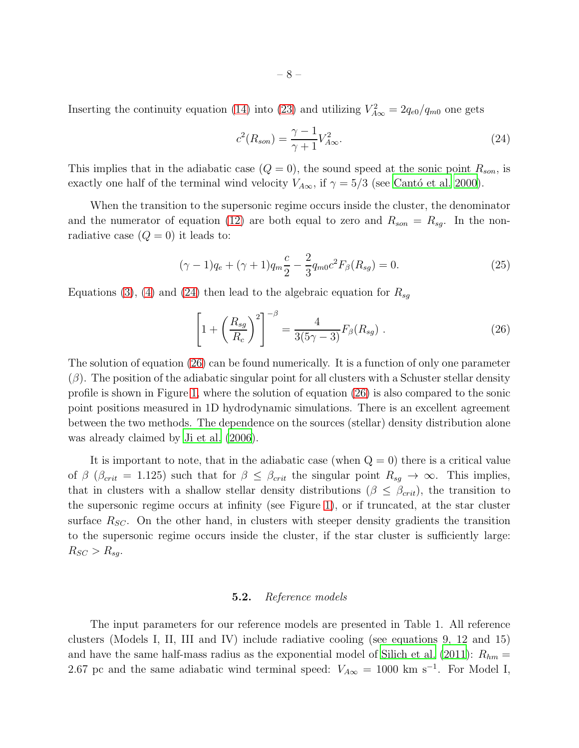Inserting the continuity equation (14) into (23) and utilizing $V_{A\infty}^2 = 2q_{e0}/q_{m0}$ one gets

$$c^2(R_{son}) = \frac{\gamma - 1}{\gamma + 1} V_{A\infty}^2. \tag{24}$$

This implies that in the adiabatic case ($Q = 0$), the sound speed at the sonic point $R_{son}$, is exactly one half of the terminal wind velocity $V_{A\infty}$, if $\gamma = 5/3$ (see Cantó et al. 2000).

When the transition to the supersonic regime occurs inside the cluster, the denominator and the numerator of equation (12) are both equal to zero and $R_{son} = R_{sg}$. In the non-radiative case ($Q = 0$) it leads to:

$$(\gamma - 1)q_e + (\gamma + 1)q_m \frac{c}{2} - \frac{2}{3} q_{m0} c^2 F_\beta(R_{sg}) = 0. \tag{25}$$

Equations (3), (4) and (24) then lead to the algebraic equation for $R_{sg}$

$$\left[1 + \left(\frac{R_{sg}}{R_c}\right)^2\right]^{-\beta} = \frac{4}{3(5\gamma - 3)} F_\beta(R_{sg}) \ . \tag{26}$$

The solution of equation (26) can be found numerically. It is a function of only one parameter ($\beta$). The position of the adiabatic singular point for all clusters with a Schuster stellar density profile is shown in Figure 1, where the solution of equation (26) is also compared to the sonic point positions measured in 1D hydrodynamic simulations. There is an excellent agreement between the two methods. The dependence on the sources (stellar) density distribution alone was already claimed by Ji et al. (2006).

It is important to note, that in the adiabatic case (when Q = 0) there is a critical value of $\beta$ ($\beta_{crit} = 1.125$) such that for $\beta \leq \beta_{crit}$ the singular point $R_{sg} \to \infty$. This implies, that in clusters with a shallow stellar density distributions ($\beta \leq \beta_{crit}$), the transition to the supersonic regime occurs at infinity (see Figure 1), or if truncated, at the star cluster surface $R_{SC}$. On the other hand, in clusters with steeper density gradients the transition to the supersonic regime occurs inside the cluster, if the star cluster is sufficiently large: $R_{SC} > R_{sg}$.

### 5.2. *Reference models*

The input parameters for our reference models are presented in Table 1. All reference clusters (Models I, II, III and IV) include radiative cooling (see equations 9, 12 and 15) and have the same half-mass radius as the exponential model of Silich et al. (2011): $R_{hm} = 2.67$ pc and the same adiabatic wind terminal speed: $V_{A\infty} = 1000$ km s$^{-1}$. For Model I,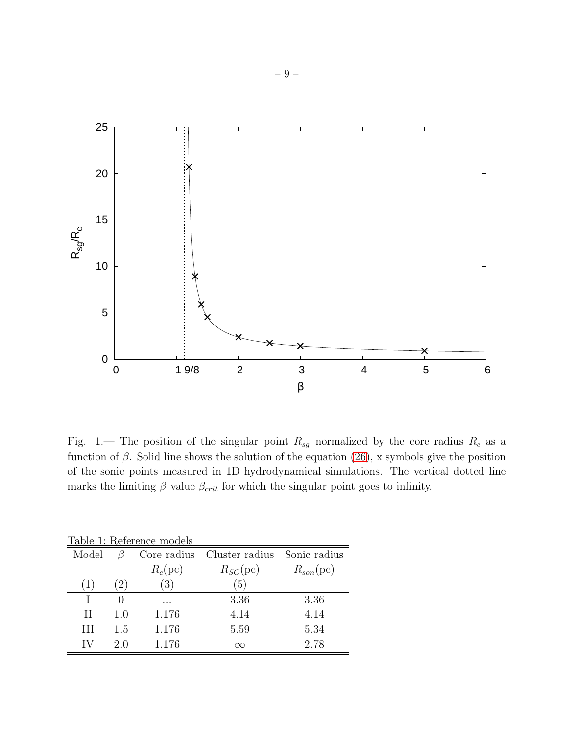Fig. 1.— The position of the singular point $R_{sg}$ normalized by the core radius $R_c$ as a function of $\beta$. Solid line shows the solution of the equation (26), x symbols give the position of the sonic points measured in 1D hydrodynamical simulations. The vertical dotted line marks the limiting $\beta$ value $\beta_{crit}$ for which the singular point goes to infinity.

Table 1: Reference models

| Model | $\beta$ | Core radius $R_c$(pc) | Cluster radius $R_{SC}$(pc) | Sonic radius $R_{son}$(pc) |
|---|---|---|---|---|
| (1) | (2) | (3) | (5) | |
| I | 0 | ... | 3.36 | 3.36 |
| II | 1.0 | 1.176 | 4.14 | 4.14 |
| III | 1.5 | 1.176 | 5.59 | 5.34 |
| IV | 2.0 | 1.176 | $\infty$ | 2.78 |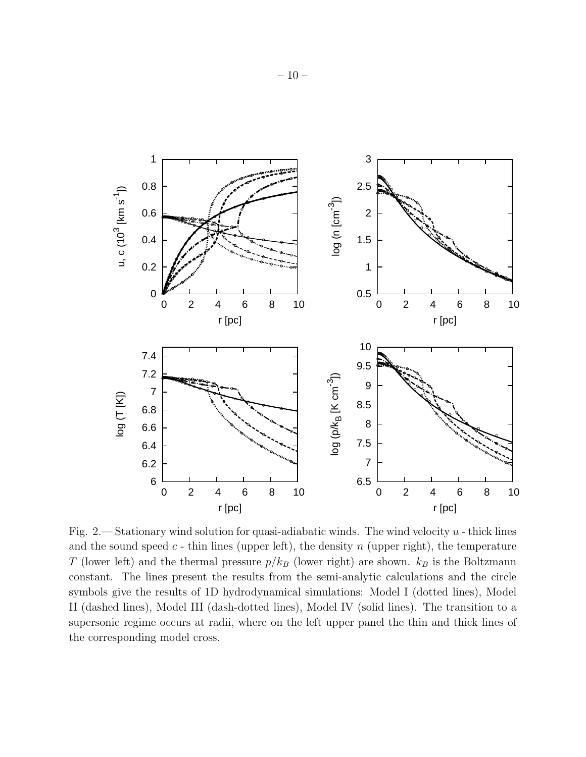Fig. 2.— Stationary wind solution for quasi-adiabatic winds. The wind velocity $u$ - thick lines and the sound speed $c$ - thin lines (upper left), the density $n$ (upper right), the temperature $T$ (lower left) and the thermal pressure $p/k_B$ (lower right) are shown. $k_B$ is the Boltzmann constant. The lines present the results from the semi-analytic calculations and the circle symbols give the results of 1D hydrodynamical simulations: Model I (dotted lines), Model II (dashed lines), Model III (dash-dotted lines), Model IV (solid lines). The transition to a supersonic regime occurs at radii, where on the left upper panel the thin and thick lines of the corresponding model cross.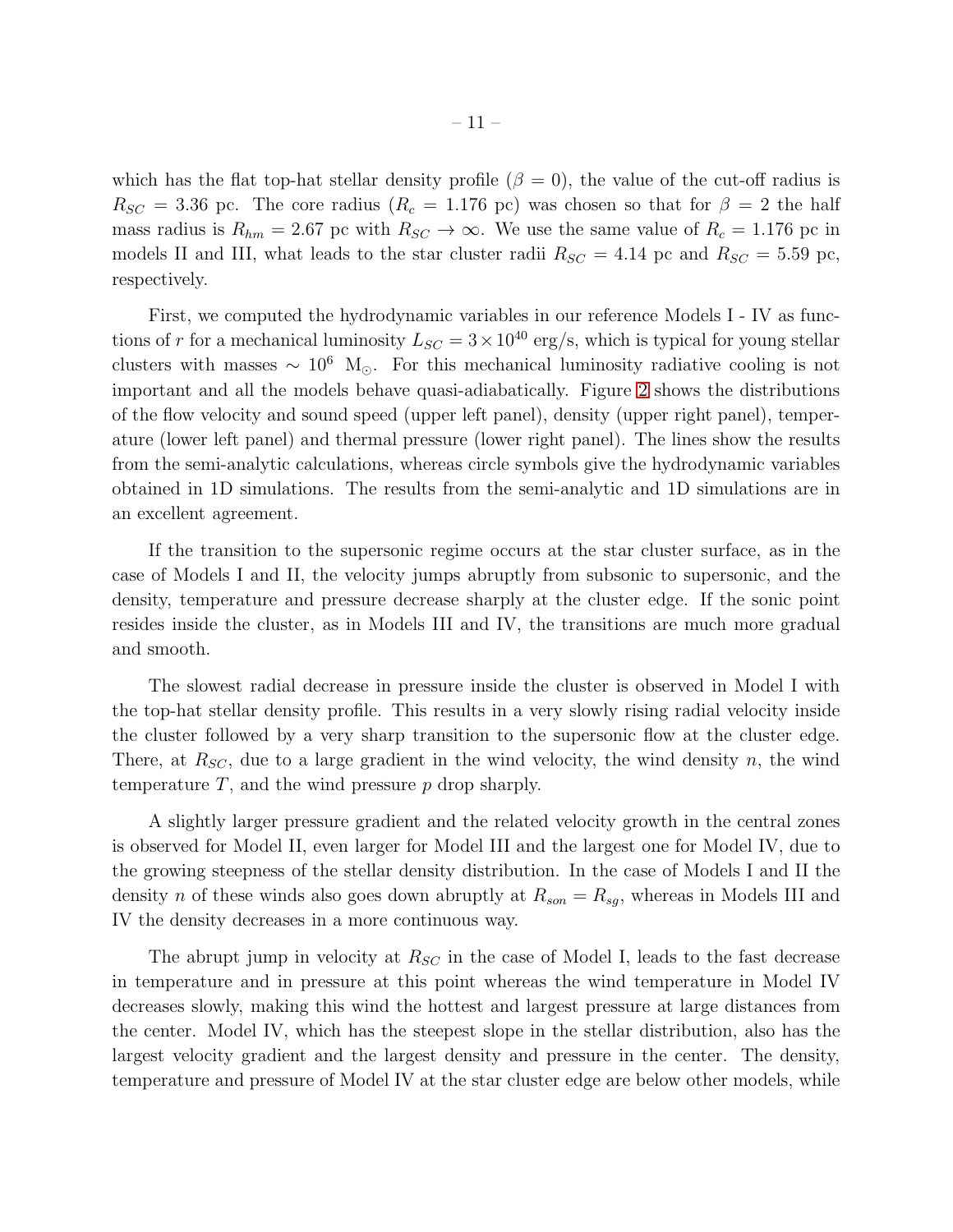which has the flat top-hat stellar density profile ($\beta = 0$), the value of the cut-off radius is $R_{SC} = 3.36$ pc. The core radius ($R_c = 1.176$ pc) was chosen so that for $\beta = 2$ the half mass radius is $R_{hm} = 2.67$ pc with $R_{SC} \to \infty$. We use the same value of $R_c = 1.176$ pc in models II and III, what leads to the star cluster radii $R_{SC} = 4.14$ pc and $R_{SC} = 5.59$ pc, respectively.

First, we computed the hydrodynamic variables in our reference Models I - IV as functions of $r$ for a mechanical luminosity $L_{SC} = 3 \times 10^{40}$ erg/s, which is typical for young stellar clusters with masses $\sim 10^6$ $M_{\odot}$. For this mechanical luminosity radiative cooling is not important and all the models behave quasi-adiabatically. Figure 2 shows the distributions of the flow velocity and sound speed (upper left panel), density (upper right panel), temperature (lower left panel) and thermal pressure (lower right panel). The lines show the results from the semi-analytic calculations, whereas circle symbols give the hydrodynamic variables obtained in 1D simulations. The results from the semi-analytic and 1D simulations are in an excellent agreement.

If the transition to the supersonic regime occurs at the star cluster surface, as in the case of Models I and II, the velocity jumps abruptly from subsonic to supersonic, and the density, temperature and pressure decrease sharply at the cluster edge. If the sonic point resides inside the cluster, as in Models III and IV, the transitions are much more gradual and smooth.

The slowest radial decrease in pressure inside the cluster is observed in Model I with the top-hat stellar density profile. This results in a very slowly rising radial velocity inside the cluster followed by a very sharp transition to the supersonic flow at the cluster edge. There, at $R_{SC}$, due to a large gradient in the wind velocity, the wind density $n$, the wind temperature $T$, and the wind pressure $p$ drop sharply.

A slightly larger pressure gradient and the related velocity growth in the central zones is observed for Model II, even larger for Model III and the largest one for Model IV, due to the growing steepness of the stellar density distribution. In the case of Models I and II the density $n$ of these winds also goes down abruptly at $R_{son} = R_{sg}$, whereas in Models III and IV the density decreases in a more continuous way.

The abrupt jump in velocity at $R_{SC}$ in the case of Model I, leads to the fast decrease in temperature and in pressure at this point whereas the wind temperature in Model IV decreases slowly, making this wind the hottest and largest pressure at large distances from the center. Model IV, which has the steepest slope in the stellar distribution, also has the largest velocity gradient and the largest density and pressure in the center. The density, temperature and pressure of Model IV at the star cluster edge are below other models, while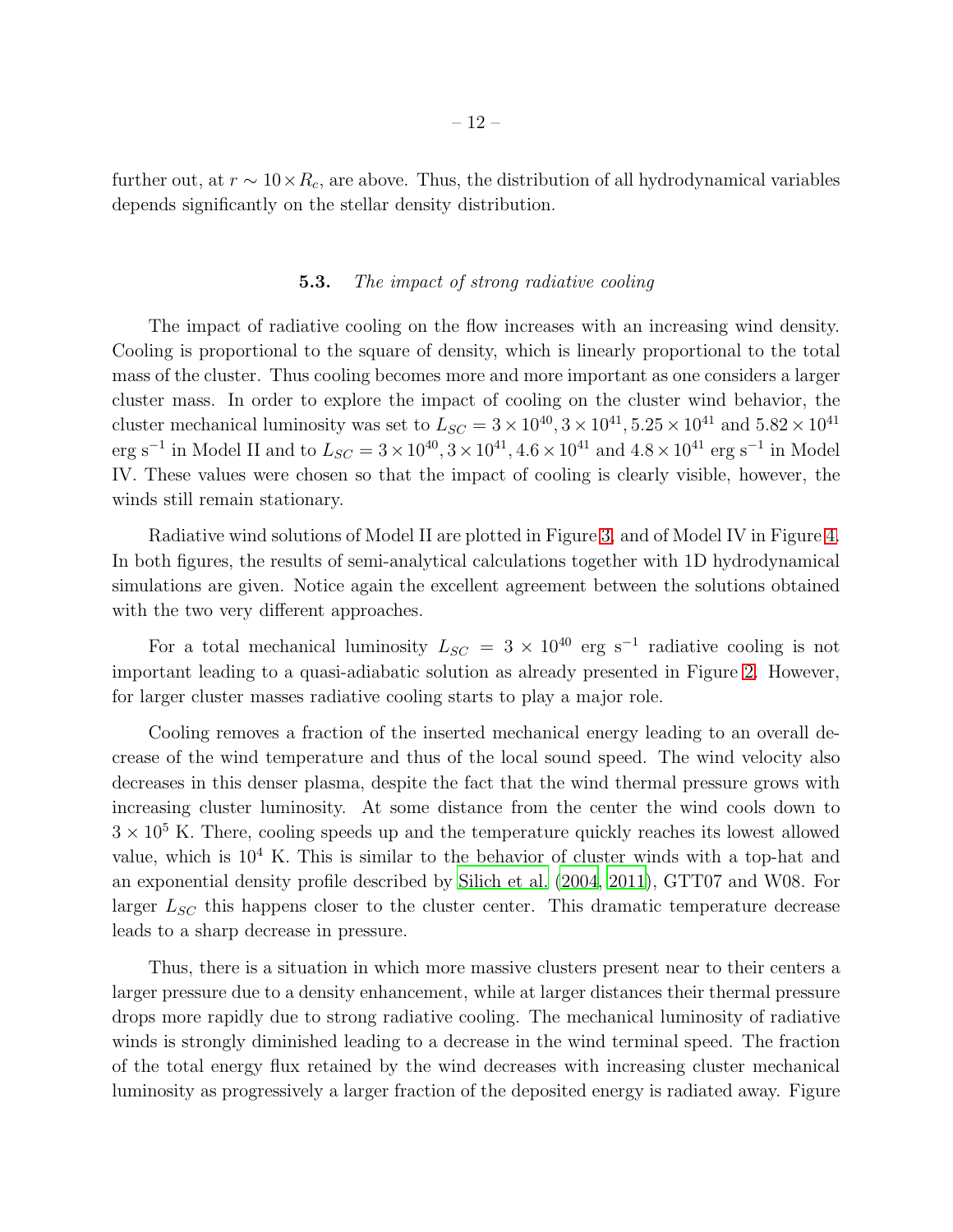further out, at $r \sim 10 \times R_c$, are above. Thus, the distribution of all hydrodynamical variables depends significantly on the stellar density distribution.

### 5.3. *The impact of strong radiative cooling*

The impact of radiative cooling on the flow increases with an increasing wind density. Cooling is proportional to the square of density, which is linearly proportional to the total mass of the cluster. Thus cooling becomes more and more important as one considers a larger cluster mass. In order to explore the impact of cooling on the cluster wind behavior, the cluster mechanical luminosity was set to $L_{SC} = 3 \times 10^{40}, 3 \times 10^{41}, 5.25 \times 10^{41}$ and $5.82 \times 10^{41}$ erg s$^{-1}$ in Model II and to $L_{SC} = 3 \times 10^{40}, 3 \times 10^{41}, 4.6 \times 10^{41}$ and $4.8 \times 10^{41}$ erg s$^{-1}$ in Model IV. These values were chosen so that the impact of cooling is clearly visible, however, the winds still remain stationary.

Radiative wind solutions of Model II are plotted in Figure 3, and of Model IV in Figure 4. In both figures, the results of semi-analytical calculations together with 1D hydrodynamical simulations are given. Notice again the excellent agreement between the solutions obtained with the two very different approaches.

For a total mechanical luminosity $L_{SC} = 3 \times 10^{40}$ erg s$^{-1}$ radiative cooling is not important leading to a quasi-adiabatic solution as already presented in Figure 2. However, for larger cluster masses radiative cooling starts to play a major role.

Cooling removes a fraction of the inserted mechanical energy leading to an overall decrease of the wind temperature and thus of the local sound speed. The wind velocity also decreases in this denser plasma, despite the fact that the wind thermal pressure grows with increasing cluster luminosity. At some distance from the center the wind cools down to $3 \times 10^5$ K. There, cooling speeds up and the temperature quickly reaches its lowest allowed value, which is $10^4$ K. This is similar to the behavior of cluster winds with a top-hat and an exponential density profile described by Silich et al. (2004, 2011), GTT07 and W08. For larger $L_{SC}$ this happens closer to the cluster center. This dramatic temperature decrease leads to a sharp decrease in pressure.

Thus, there is a situation in which more massive clusters present near to their centers a larger pressure due to a density enhancement, while at larger distances their thermal pressure drops more rapidly due to strong radiative cooling. The mechanical luminosity of radiative winds is strongly diminished leading to a decrease in the wind terminal speed. The fraction of the total energy flux retained by the wind decreases with increasing cluster mechanical luminosity as progressively a larger fraction of the deposited energy is radiated away. Figure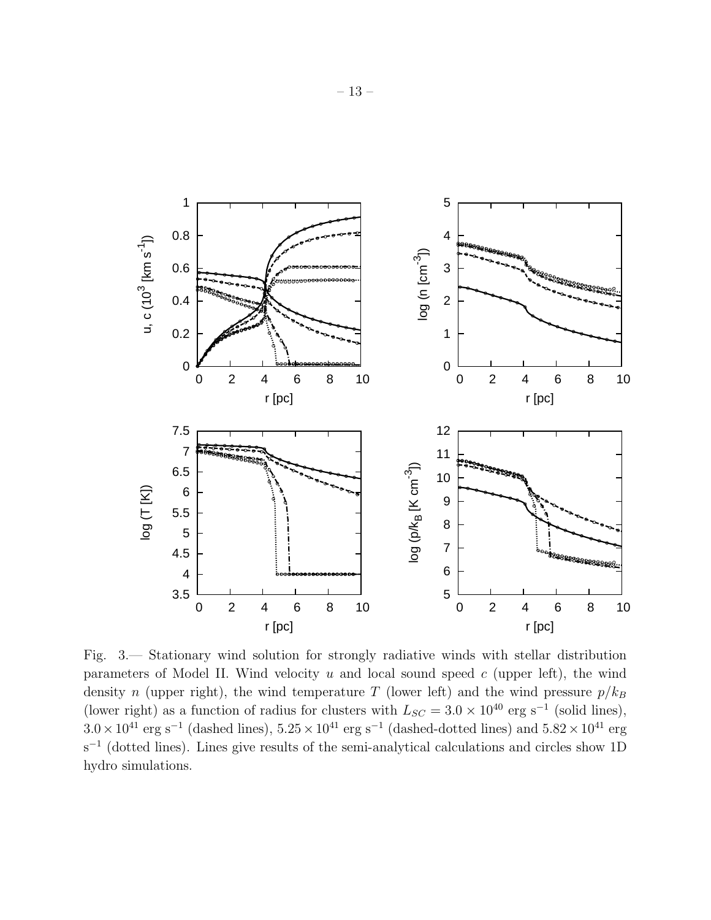Fig. 3.— Stationary wind solution for strongly radiative winds with stellar distribution parameters of Model II. Wind velocity $u$ and local sound speed $c$ (upper left), the wind density $n$ (upper right), the wind temperature $T$ (lower left) and the wind pressure $p/k_B$ (lower right) as a function of radius for clusters with $L_{SC} = 3.0 \times 10^{40}$ erg s$^{-1}$ (solid lines), $3.0 \times 10^{41}$ erg s$^{-1}$ (dashed lines), $5.25 \times 10^{41}$ erg s$^{-1}$ (dashed-dotted lines) and $5.82 \times 10^{41}$ erg s$^{-1}$ (dotted lines). Lines give results of the semi-analytical calculations and circles show 1D hydro simulations.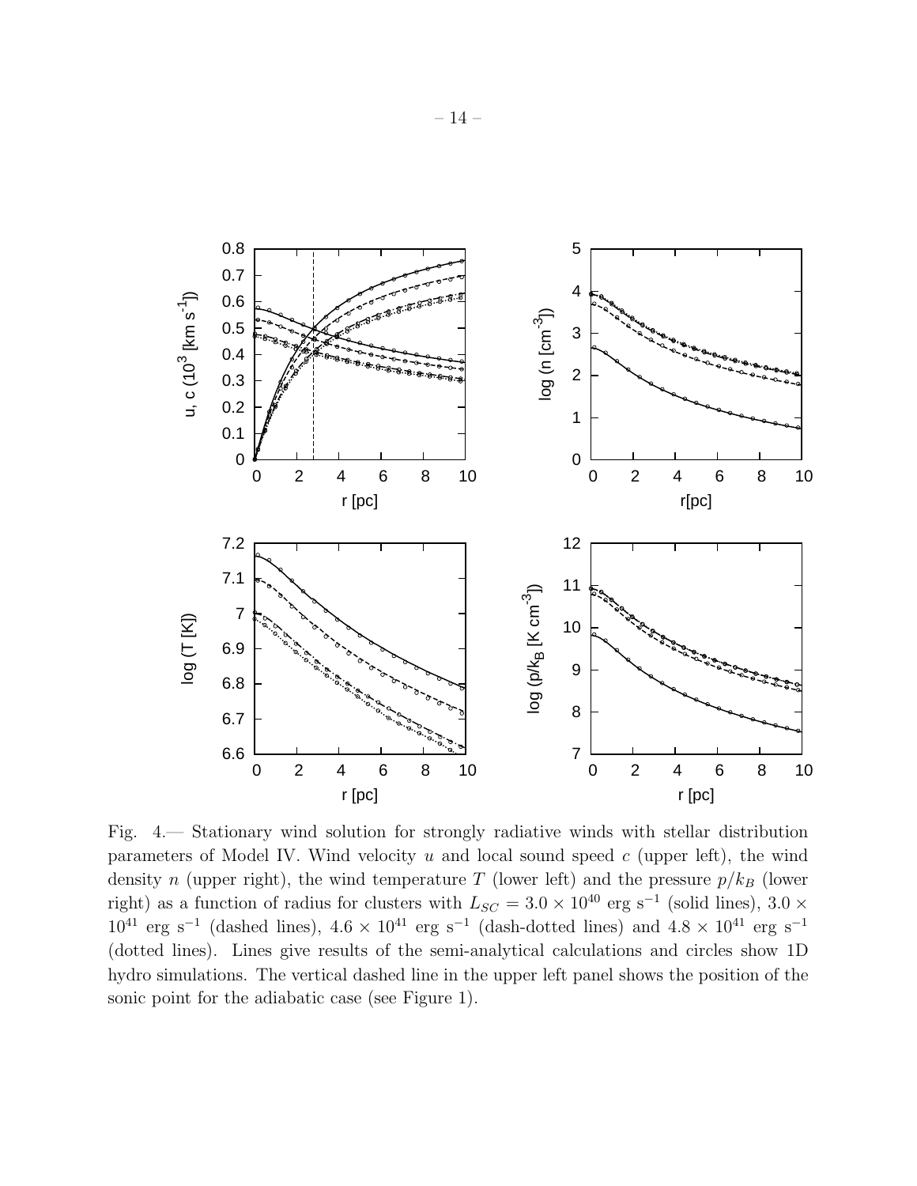Fig. 4.— Stationary wind solution for strongly radiative winds with stellar distribution parameters of Model IV. Wind velocity $u$ and local sound speed $c$ (upper left), the wind density $n$ (upper right), the wind temperature $T$ (lower left) and the pressure $p/k_B$ (lower right) as a function of radius for clusters with $L_{SC} = 3.0 \times 10^{40}$ erg s$^{-1}$ (solid lines), $3.0 \times 10^{41}$ erg s$^{-1}$ (dashed lines), $4.6 \times 10^{41}$ erg s$^{-1}$ (dash-dotted lines) and $4.8 \times 10^{41}$ erg s$^{-1}$ (dotted lines). Lines give results of the semi-analytical calculations and circles show 1D hydro simulations. The vertical dashed line in the upper left panel shows the position of the sonic point for the adiabatic case (see Figure 1).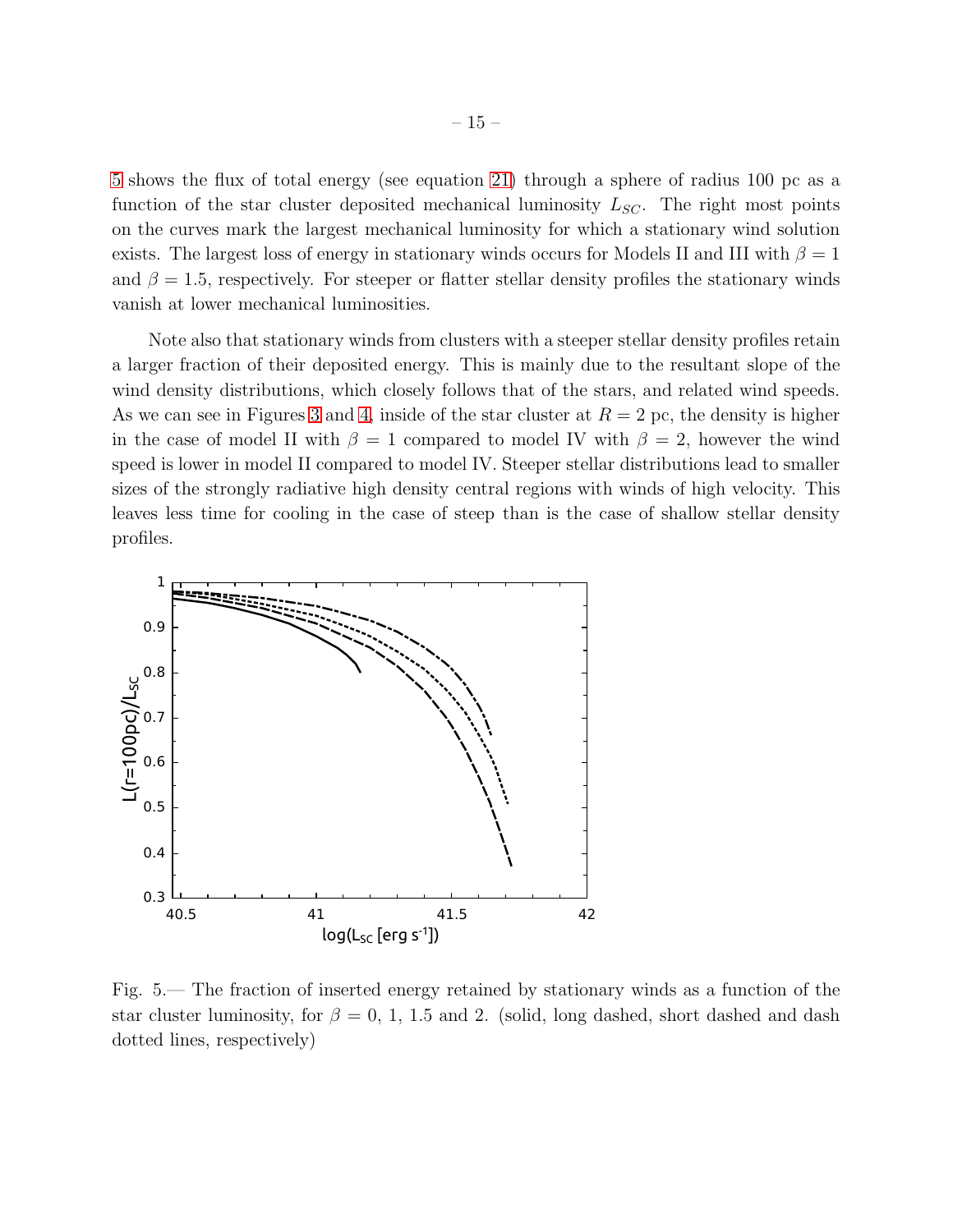5 shows the flux of total energy (see equation 21) through a sphere of radius 100 pc as a function of the star cluster deposited mechanical luminosity $L_{SC}$. The right most points on the curves mark the largest mechanical luminosity for which a stationary wind solution exists. The largest loss of energy in stationary winds occurs for Models II and III with $\beta = 1$ and $\beta = 1.5$, respectively. For steeper or flatter stellar density profiles the stationary winds vanish at lower mechanical luminosities.

Note also that stationary winds from clusters with a steeper stellar density profiles retain a larger fraction of their deposited energy. This is mainly due to the resultant slope of the wind density distributions, which closely follows that of the stars, and related wind speeds. As we can see in Figures 3 and 4, inside of the star cluster at $R = 2$ pc, the density is higher in the case of model II with $\beta = 1$ compared to model IV with $\beta = 2$, however the wind speed is lower in model II compared to model IV. Steeper stellar distributions lead to smaller sizes of the strongly radiative high density central regions with winds of high velocity. This leaves less time for cooling in the case of steep than is the case of shallow stellar density profiles.

Fig. 5.— The fraction of inserted energy retained by stationary winds as a function of the star cluster luminosity, for $\beta = 0$, 1, 1.5 and 2. (solid, long dashed, short dashed and dash dotted lines, respectively)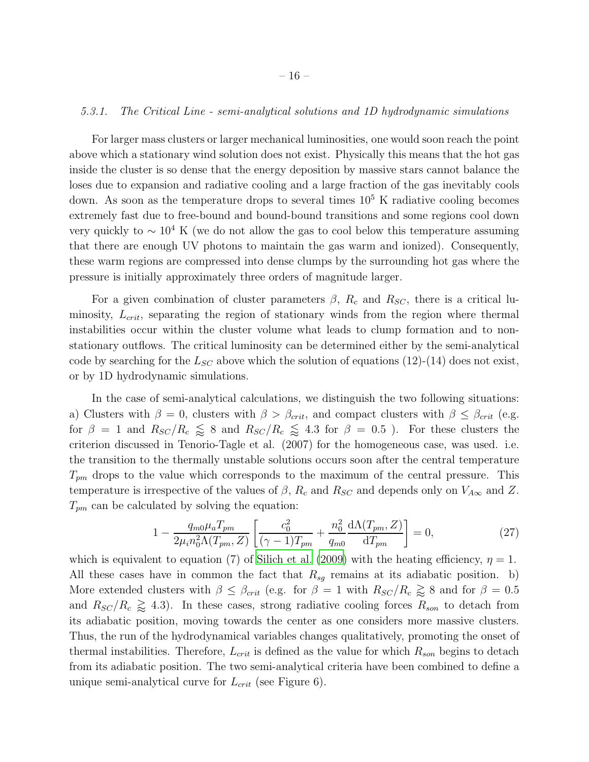#### 5.3.1. *The Critical Line - semi-analytical solutions and 1D hydrodynamic simulations*

For larger mass clusters or larger mechanical luminosities, one would soon reach the point above which a stationary wind solution does not exist. Physically this means that the hot gas inside the cluster is so dense that the energy deposition by massive stars cannot balance the loses due to expansion and radiative cooling and a large fraction of the gas inevitably cools down. As soon as the temperature drops to several times $10^5$ K radiative cooling becomes extremely fast due to free-bound and bound-bound transitions and some regions cool down very quickly to $\sim 10^4$ K (we do not allow the gas to cool below this temperature assuming that there are enough UV photons to maintain the gas warm and ionized). Consequently, these warm regions are compressed into dense clumps by the surrounding hot gas where the pressure is initially approximately three orders of magnitude larger.

For a given combination of cluster parameters $\beta$, $R_c$ and $R_{SC}$, there is a critical luminosity, $L_{crit}$, separating the region of stationary winds from the region where thermal instabilities occur within the cluster volume what leads to clump formation and to non-stationary outflows. The critical luminosity can be determined either by the semi-analytical code by searching for the $L_{SC}$ above which the solution of equations (12)-(14) does not exist, or by 1D hydrodynamic simulations.

In the case of semi-analytical calculations, we distinguish the two following situations: a) Clusters with $\beta = 0$, clusters with $\beta > \beta_{crit}$, and compact clusters with $\beta \leq \beta_{crit}$ (e.g. for $\beta = 1$ and $R_{SC}/R_c \lessapprox 8$ and $R_{SC}/R_c \lessapprox 4.3$ for $\beta = 0.5$ ). For these clusters the criterion discussed in Tenorio-Tagle et al. (2007) for the homogeneous case, was used. i.e. the transition to the thermally unstable solutions occurs soon after the central temperature $T_{pm}$ drops to the value which corresponds to the maximum of the central pressure. This temperature is irrespective of the values of $\beta$, $R_c$ and $R_{SC}$ and depends only on $V_{A\infty}$ and $Z$. $T_{pm}$ can be calculated by solving the equation:

$$1 - \frac{q_{m0}\mu_a T_{pm}}{2\mu_i n_0^2 \Lambda(T_{pm}, Z)} \left[ \frac{c_0^2}{(\gamma - 1)T_{pm}} + \frac{n_0^2}{q_{m0}} \frac{\mathrm{d}\Lambda(T_{pm}, Z)}{\mathrm{d}T_{pm}} \right] = 0, \tag{27}$$

which is equivalent to equation (7) of Silich et al. (2009) with the heating efficiency, $\eta = 1$. All these cases have in common the fact that $R_{sg}$ remains at its adiabatic position. b) More extended clusters with $\beta \leq \beta_{crit}$ (e.g. for $\beta = 1$ with $R_{SC}/R_c \gtrapprox 8$ and for $\beta = 0.5$ and $R_{SC}/R_c \gtrapprox 4.3$). In these cases, strong radiative cooling forces $R_{son}$ to detach from its adiabatic position, moving towards the center as one considers more massive clusters. Thus, the run of the hydrodynamical variables changes qualitatively, promoting the onset of thermal instabilities. Therefore, $L_{crit}$ is defined as the value for which $R_{son}$ begins to detach from its adiabatic position. The two semi-analytical criteria have been combined to define a unique semi-analytical curve for $L_{crit}$ (see Figure 6).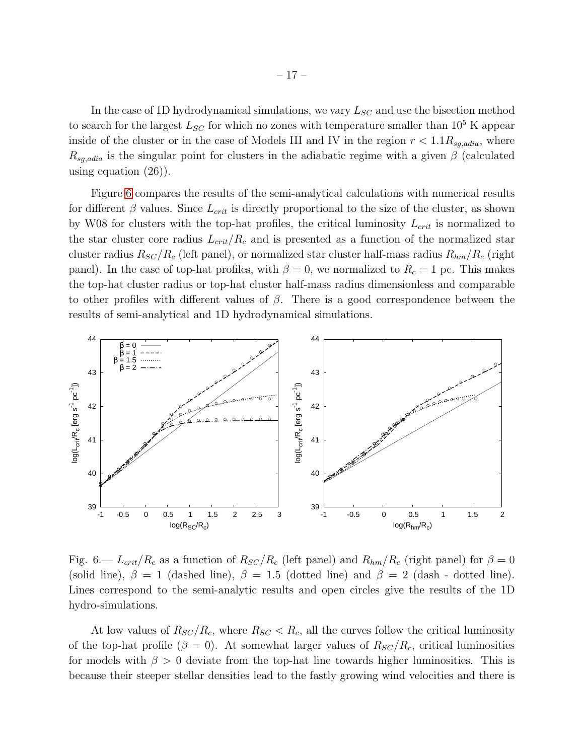In the case of 1D hydrodynamical simulations, we vary $L_{SC}$ and use the bisection method to search for the largest $L_{SC}$ for which no zones with temperature smaller than $10^5$ K appear inside of the cluster or in the case of Models III and IV in the region $r < 1.1 R_{sg,adia}$, where $R_{sg,adia}$ is the singular point for clusters in the adiabatic regime with a given $\beta$ (calculated using equation (26)).

Figure 6 compares the results of the semi-analytical calculations with numerical results for different $\beta$ values. Since $L_{crit}$ is directly proportional to the size of the cluster, as shown by W08 for clusters with the top-hat profiles, the critical luminosity $L_{crit}$ is normalized to the star cluster core radius $L_{crit}/R_c$ and is presented as a function of the normalized star cluster radius $R_{SC}/R_c$ (left panel), or normalized star cluster half-mass radius $R_{hm}/R_c$ (right panel). In the case of top-hat profiles, with $\beta = 0$, we normalized to $R_c = 1$ pc. This makes the top-hat cluster radius or top-hat cluster half-mass radius dimensionless and comparable to other profiles with different values of $\beta$. There is a good correspondence between the results of semi-analytical and 1D hydrodynamical simulations.

Fig. 6.— $L_{crit}/R_c$ as a function of $R_{SC}/R_c$ (left panel) and $R_{hm}/R_c$ (right panel) for $\beta = 0$ (solid line), $\beta = 1$ (dashed line), $\beta = 1.5$ (dotted line) and $\beta = 2$ (dash - dotted line). Lines correspond to the semi-analytic results and open circles give the results of the 1D hydro-simulations.

At low values of $R_{SC}/R_c$, where $R_{SC} < R_c$, all the curves follow the critical luminosity of the top-hat profile ($\beta = 0$). At somewhat larger values of $R_{SC}/R_c$, critical luminosities for models with $\beta > 0$ deviate from the top-hat line towards higher luminosities. This is because their steeper stellar densities lead to the fastly growing wind velocities and there is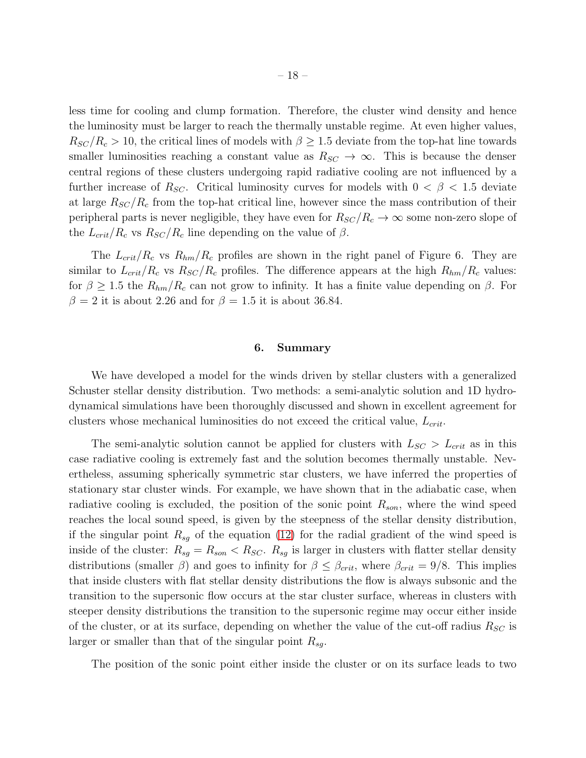less time for cooling and clump formation. Therefore, the cluster wind density and hence the luminosity must be larger to reach the thermally unstable regime. At even higher values, $R_{SC}/R_c > 10$, the critical lines of models with $\beta \geq 1.5$ deviate from the top-hat line towards smaller luminosities reaching a constant value as $R_{SC} \rightarrow \infty$. This is because the denser central regions of these clusters undergoing rapid radiative cooling are not influenced by a further increase of $R_{SC}$. Critical luminosity curves for models with $0 < \beta < 1.5$ deviate at large $R_{SC}/R_c$ from the top-hat critical line, however since the mass contribution of their peripheral parts is never negligible, they have even for $R_{SC}/R_c \rightarrow \infty$ some non-zero slope of the $L_{crit}/R_c$ vs $R_{SC}/R_c$ line depending on the value of $\beta$.

The $L_{crit}/R_c$ vs $R_{hm}/R_c$ profiles are shown in the right panel of Figure 6. They are similar to $L_{crit}/R_c$ vs $R_{SC}/R_c$ profiles. The difference appears at the high $R_{hm}/R_c$ values: for $\beta \geq 1.5$ the $R_{hm}/R_c$ can not grow to infinity. It has a finite value depending on $\beta$. For $\beta = 2$ it is about 2.26 and for $\beta = 1.5$ it is about 36.84.

## 6. Summary

We have developed a model for the winds driven by stellar clusters with a generalized Schuster stellar density distribution. Two methods: a semi-analytic solution and 1D hydrodynamical simulations have been thoroughly discussed and shown in excellent agreement for clusters whose mechanical luminosities do not exceed the critical value, $L_{crit}$.

The semi-analytic solution cannot be applied for clusters with $L_{SC} > L_{crit}$ as in this case radiative cooling is extremely fast and the solution becomes thermally unstable. Nevertheless, assuming spherically symmetric star clusters, we have inferred the properties of stationary star cluster winds. For example, we have shown that in the adiabatic case, when radiative cooling is excluded, the position of the sonic point $R_{son}$, where the wind speed reaches the local sound speed, is given by the steepness of the stellar density distribution, if the singular point $R_{sg}$ of the equation (12) for the radial gradient of the wind speed is inside of the cluster: $R_{sg} = R_{son} < R_{SC}$. $R_{sg}$ is larger in clusters with flatter stellar density distributions (smaller $\beta$) and goes to infinity for $\beta \leq \beta_{crit}$, where $\beta_{crit} = 9/8$. This implies that inside clusters with flat stellar density distributions the flow is always subsonic and the transition to the supersonic flow occurs at the star cluster surface, whereas in clusters with steeper density distributions the transition to the supersonic regime may occur either inside of the cluster, or at its surface, depending on whether the value of the cut-off radius $R_{SC}$ is larger or smaller than that of the singular point $R_{sg}$.

The position of the sonic point either inside the cluster or on its surface leads to two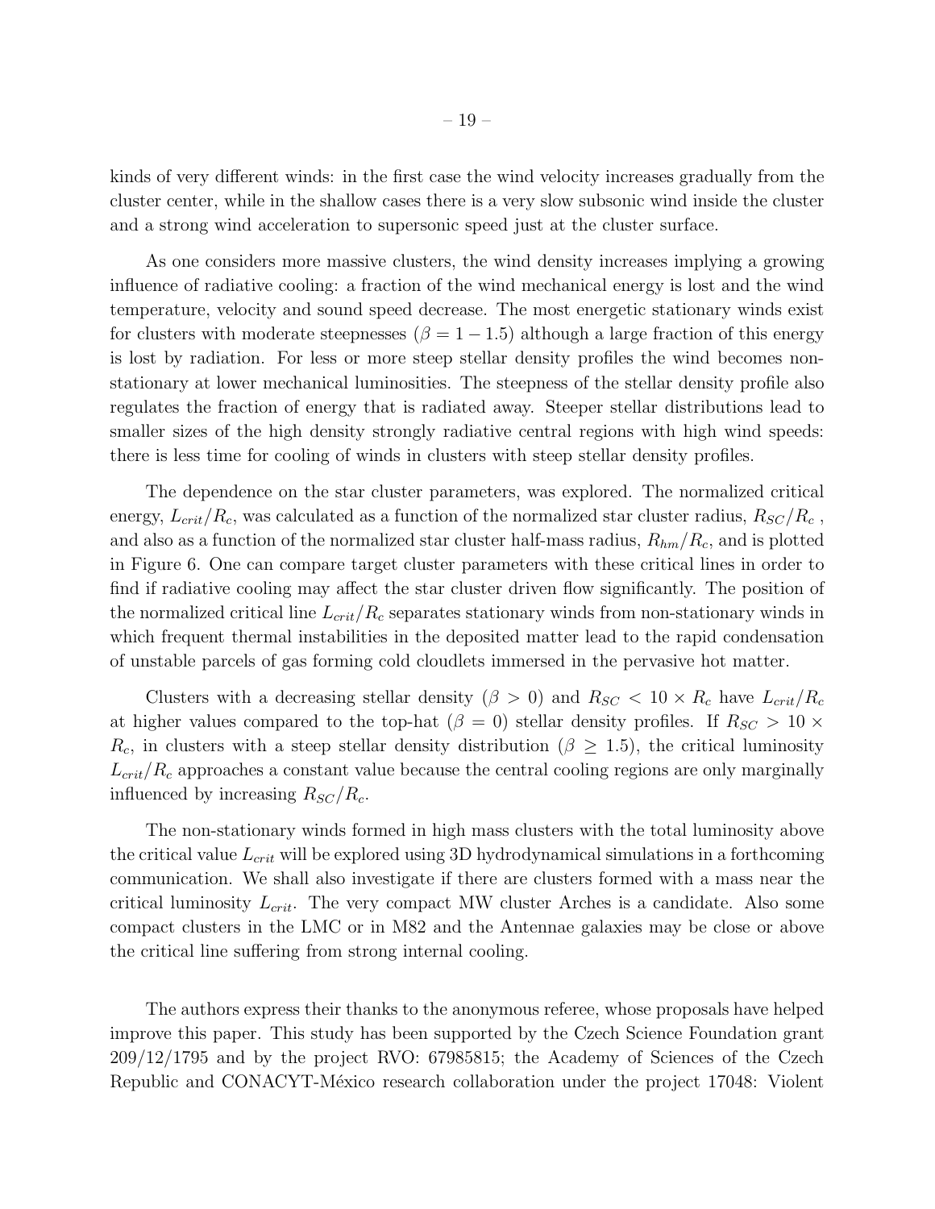kinds of very different winds: in the first case the wind velocity increases gradually from the cluster center, while in the shallow cases there is a very slow subsonic wind inside the cluster and a strong wind acceleration to supersonic speed just at the cluster surface.

As one considers more massive clusters, the wind density increases implying a growing influence of radiative cooling: a fraction of the wind mechanical energy is lost and the wind temperature, velocity and sound speed decrease. The most energetic stationary winds exist for clusters with moderate steepnesses ($\beta = 1 - 1.5$) although a large fraction of this energy is lost by radiation. For less or more steep stellar density profiles the wind becomes non-stationary at lower mechanical luminosities. The steepness of the stellar density profile also regulates the fraction of energy that is radiated away. Steeper stellar distributions lead to smaller sizes of the high density strongly radiative central regions with high wind speeds: there is less time for cooling of winds in clusters with steep stellar density profiles.

The dependence on the star cluster parameters, was explored. The normalized critical energy, $L_{crit}/R_c$, was calculated as a function of the normalized star cluster radius, $R_{SC}/R_c$ , and also as a function of the normalized star cluster half-mass radius, $R_{hm}/R_c$, and is plotted in Figure 6. One can compare target cluster parameters with these critical lines in order to find if radiative cooling may affect the star cluster driven flow significantly. The position of the normalized critical line $L_{crit}/R_c$ separates stationary winds from non-stationary winds in which frequent thermal instabilities in the deposited matter lead to the rapid condensation of unstable parcels of gas forming cold cloudlets immersed in the pervasive hot matter.

Clusters with a decreasing stellar density ($\beta > 0$) and $R_{SC} < 10 \times R_c$ have $L_{crit}/R_c$ at higher values compared to the top-hat ($\beta = 0$) stellar density profiles. If $R_{SC} > 10 \times R_c$, in clusters with a steep stellar density distribution ($\beta \geq 1.5$), the critical luminosity $L_{crit}/R_c$ approaches a constant value because the central cooling regions are only marginally influenced by increasing $R_{SC}/R_c$.

The non-stationary winds formed in high mass clusters with the total luminosity above the critical value $L_{crit}$ will be explored using 3D hydrodynamical simulations in a forthcoming communication. We shall also investigate if there are clusters formed with a mass near the critical luminosity $L_{crit}$. The very compact MW cluster Arches is a candidate. Also some compact clusters in the LMC or in M82 and the Antennae galaxies may be close or above the critical line suffering from strong internal cooling.

The authors express their thanks to the anonymous referee, whose proposals have helped improve this paper. This study has been supported by the Czech Science Foundation grant 209/12/1795 and by the project RVO: 67985815; the Academy of Sciences of the Czech Republic and CONACYT-México research collaboration under the project 17048: Violent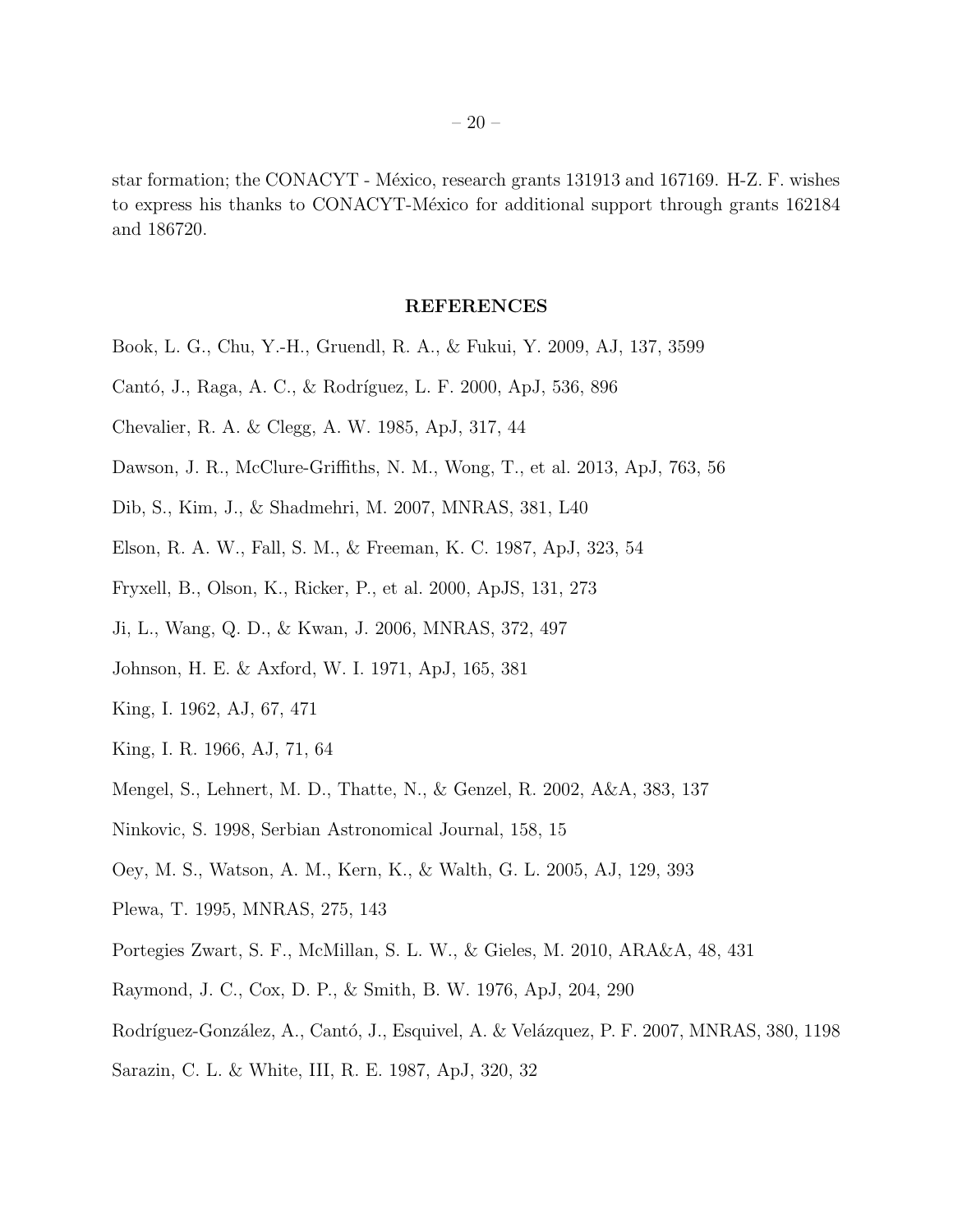star formation; the CONACYT - México, research grants 131913 and 167169. H-Z. F. wishes to express his thanks to CONACYT-México for additional support through grants 162184 and 186720.

## REFERENCES

Book, L. G., Chu, Y.-H., Gruendl, R. A., & Fukui, Y. 2009, AJ, 137, 3599

Cantó, J., Raga, A. C., & Rodríguez, L. F. 2000, ApJ, 536, 896

Chevalier, R. A. & Clegg, A. W. 1985, ApJ, 317, 44

Dawson, J. R., McClure-Griffiths, N. M., Wong, T., et al. 2013, ApJ, 763, 56

Dib, S., Kim, J., & Shadmehri, M. 2007, MNRAS, 381, L40

Elson, R. A. W., Fall, S. M., & Freeman, K. C. 1987, ApJ, 323, 54

Fryxell, B., Olson, K., Ricker, P., et al. 2000, ApJS, 131, 273

Ji, L., Wang, Q. D., & Kwan, J. 2006, MNRAS, 372, 497

Johnson, H. E. & Axford, W. I. 1971, ApJ, 165, 381

King, I. 1962, AJ, 67, 471

King, I. R. 1966, AJ, 71, 64

Mengel, S., Lehnert, M. D., Thatte, N., & Genzel, R. 2002, A&A, 383, 137

Ninkovic, S. 1998, Serbian Astronomical Journal, 158, 15

Oey, M. S., Watson, A. M., Kern, K., & Walth, G. L. 2005, AJ, 129, 393

Plewa, T. 1995, MNRAS, 275, 143

Portegies Zwart, S. F., McMillan, S. L. W., & Gieles, M. 2010, ARA&A, 48, 431

Raymond, J. C., Cox, D. P., & Smith, B. W. 1976, ApJ, 204, 290

Rodríguez-González, A., Cantó, J., Esquivel, A. & Velázquez, P. F. 2007, MNRAS, 380, 1198

Sarazin, C. L. & White, III, R. E. 1987, ApJ, 320, 32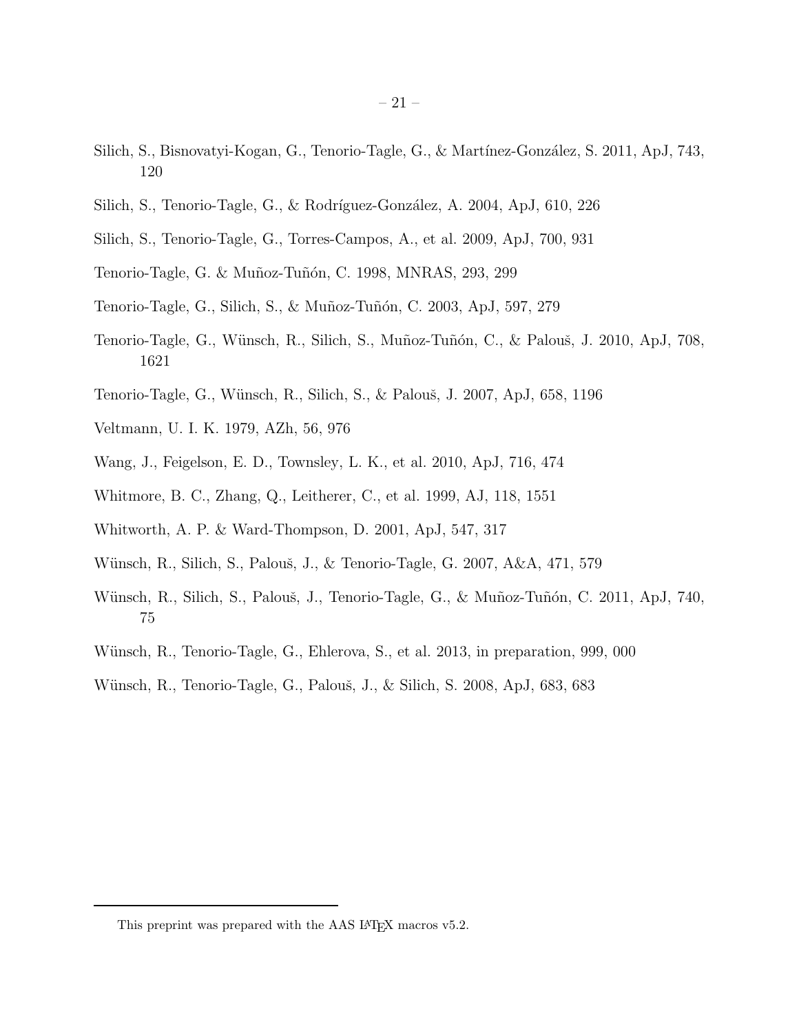Silich, S., Bisnovatyi-Kogan, G., Tenorio-Tagle, G., & Martínez-González, S. 2011, ApJ, 743, 120

Silich, S., Tenorio-Tagle, G., & Rodríguez-González, A. 2004, ApJ, 610, 226

Silich, S., Tenorio-Tagle, G., Torres-Campos, A., et al. 2009, ApJ, 700, 931

Tenorio-Tagle, G. & Muñoz-Tuñón, C. 1998, MNRAS, 293, 299

Tenorio-Tagle, G., Silich, S., & Muñoz-Tuñón, C. 2003, ApJ, 597, 279

Tenorio-Tagle, G., Wünsch, R., Silich, S., Muñoz-Tuñón, C., & Palouš, J. 2010, ApJ, 708, 1621

Tenorio-Tagle, G., Wünsch, R., Silich, S., & Palouš, J. 2007, ApJ, 658, 1196

Veltmann, U. I. K. 1979, AZh, 56, 976

Wang, J., Feigelson, E. D., Townsley, L. K., et al. 2010, ApJ, 716, 474

Whitmore, B. C., Zhang, Q., Leitherer, C., et al. 1999, AJ, 118, 1551

Whitworth, A. P. & Ward-Thompson, D. 2001, ApJ, 547, 317

Wünsch, R., Silich, S., Palouš, J., & Tenorio-Tagle, G. 2007, A&A, 471, 579

Wünsch, R., Silich, S., Palouš, J., Tenorio-Tagle, G., & Muñoz-Tuñón, C. 2011, ApJ, 740, 75

Wünsch, R., Tenorio-Tagle, G., Ehlerova, S., et al. 2013, in preparation, 999, 000

Wünsch, R., Tenorio-Tagle, G., Palouš, J., & Silich, S. 2008, ApJ, 683, 683

This preprint was prepared with the AAS LaTeX macros v5.2.